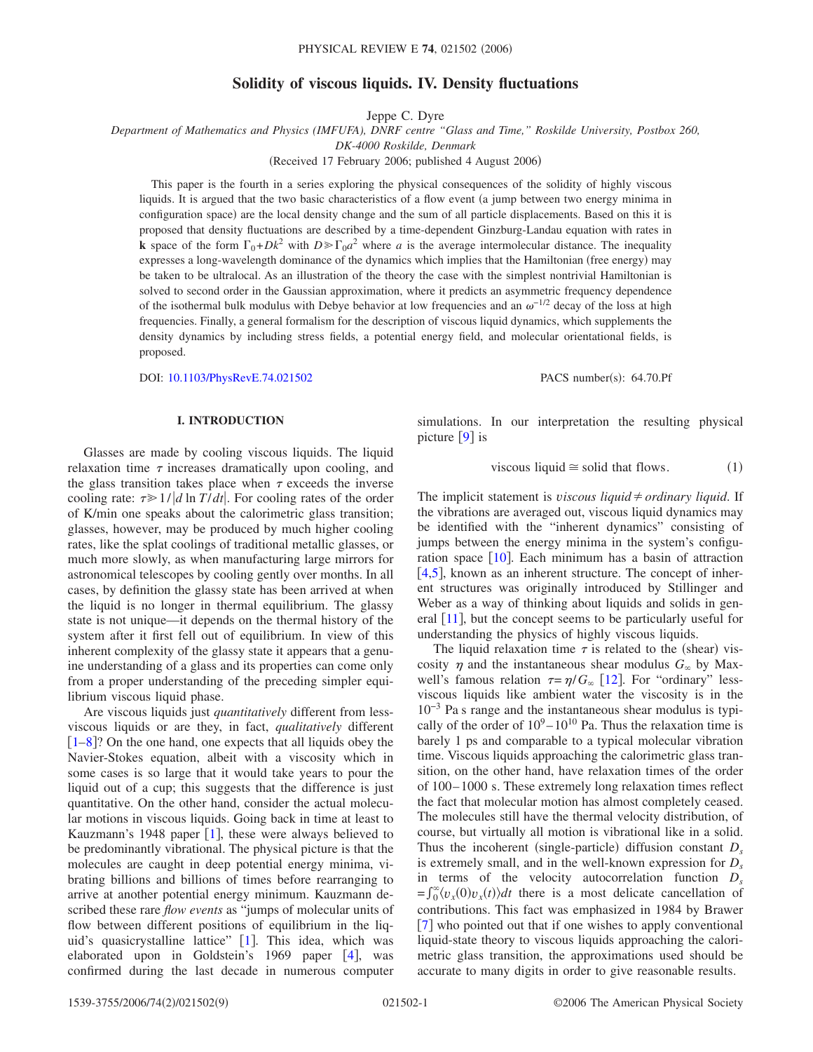# Solidity of viscous liquids. IV. Density fluctuations

Jeppe C. Dyre

*Department of Mathematics and Physics (IMFUFA), DNRF centre "Glass and Time," Roskilde University, Postbox 260, DK-4000 Roskilde, Denmark*

(Received 17 February 2006; published 4 August 2006)

This paper is the fourth in a series exploring the physical consequences of the solidity of highly viscous liquids. It is argued that the two basic characteristics of a flow event (a jump between two energy minima in configuration space) are the local density change and the sum of all particle displacements. Based on this it is proposed that density fluctuations are described by a time-dependent Ginzburg-Landau equation with rates in $\mathbf{k}$ space of the form $\Gamma_0+Dk^2$ with $D\gg\Gamma_0 a^2$ where $a$ is the average intermolecular distance. The inequality expresses a long-wavelength dominance of the dynamics which implies that the Hamiltonian (free energy) may be taken to be ultralocal. As an illustration of the theory the case with the simplest nontrivial Hamiltonian is solved to second order in the Gaussian approximation, where it predicts an asymmetric frequency dependence of the isothermal bulk modulus with Debye behavior at low frequencies and an $\omega^{-1/2}$ decay of the loss at high frequencies. Finally, a general formalism for the description of viscous liquid dynamics, which supplements the density dynamics by including stress fields, a potential energy field, and molecular orientational fields, is proposed.

DOI: 10.1103/PhysRevE.74.021502 PACS number(s): 64.70.Pf

## I. INTRODUCTION

Glasses are made by cooling viscous liquids. The liquid relaxation time $\tau$ increases dramatically upon cooling, and the glass transition takes place when $\tau$ exceeds the inverse cooling rate: $\tau\gg 1/|d\ln T/dt|$. For cooling rates of the order of K/min one speaks about the calorimetric glass transition; glasses, however, may be produced by much higher cooling rates, like the splat coolings of traditional metallic glasses, or much more slowly, as when manufacturing large mirrors for astronomical telescopes by cooling gently over months. In all cases, by definition the glassy state has been arrived at when the liquid is no longer in thermal equilibrium. The glassy state is not unique—it depends on the thermal history of the system after it first fell out of equilibrium. In view of this inherent complexity of the glassy state it appears that a genuine understanding of a glass and its properties can come only from a proper understanding of the preceding simpler equilibrium viscous liquid phase.

Are viscous liquids just *quantitatively* different from less-viscous liquids or are they, in fact, *qualitatively* different [1–8]? On the one hand, one expects that all liquids obey the Navier-Stokes equation, albeit with a viscosity which in some cases is so large that it would take years to pour the liquid out of a cup; this suggests that the difference is just quantitative. On the other hand, consider the actual molecular motions in viscous liquids. Going back in time at least to Kauzmann's 1948 paper [1], these were always believed to be predominantly vibrational. The physical picture is that the molecules are caught in deep potential energy minima, vibrating billions and billions of times before rearranging to arrive at another potential energy minimum. Kauzmann described these rare *flow events* as "jumps of molecular units of flow between different positions of equilibrium in the liquid's quasicrystalline lattice" [1]. This idea, which was elaborated upon in Goldstein's 1969 paper [4], was confirmed during the last decade in numerous computer simulations. In our interpretation the resulting physical picture [9] is

$$\text{viscous liquid} \cong \text{solid that flows}. \tag{1}$$

The implicit statement is *viscous liquid* $\neq$ *ordinary liquid*. If the vibrations are averaged out, viscous liquid dynamics may be identified with the "inherent dynamics" consisting of jumps between the energy minima in the system's configuration space [10]. Each minimum has a basin of attraction [4,5], known as an inherent structure. The concept of inherent structures was originally introduced by Stillinger and Weber as a way of thinking about liquids and solids in general [11], but the concept seems to be particularly useful for understanding the physics of highly viscous liquids.

The liquid relaxation time $\tau$ is related to the (shear) viscosity $\eta$ and the instantaneous shear modulus $G_\infty$ by Maxwell's famous relation $\tau=\eta/G_\infty$ [12]. For "ordinary" less-viscous liquids like ambient water the viscosity is in the $10^{-3}$ Pa s range and the instantaneous shear modulus is typically of the order of $10^9$–$10^{10}$ Pa. Thus the relaxation time is barely 1 ps and comparable to a typical molecular vibration time. Viscous liquids approaching the calorimetric glass transition, on the other hand, have relaxation times of the order of 100–1000 s. These extremely long relaxation times reflect the fact that molecular motion has almost completely ceased. The molecules still have the thermal velocity distribution, of course, but virtually all motion is vibrational like in a solid. Thus the incoherent (single-particle) diffusion constant $D_s$ is extremely small, and in the well-known expression for $D_s$ in terms of the velocity autocorrelation function $D_s=\int_0^\infty\langle v_x(0)v_x(t)\rangle dt$ there is a most delicate cancellation of contributions. This fact was emphasized in 1984 by Brawer [7] who pointed out that if one wishes to apply conventional liquid-state theory to viscous liquids approaching the calorimetric glass transition, the approximations used should be accurate to many digits in order to give reasonable results.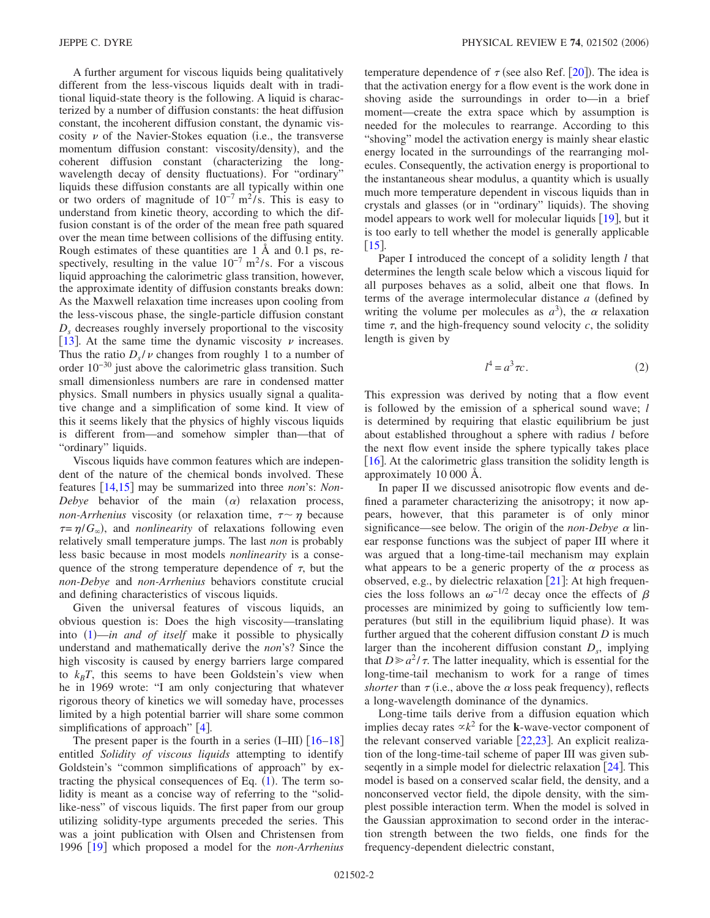A further argument for viscous liquids being qualitatively different from the less-viscous liquids dealt with in traditional liquid-state theory is the following. A liquid is characterized by a number of diffusion constants: the heat diffusion constant, the incoherent diffusion constant, the dynamic viscosity $\nu$ of the Navier-Stokes equation (i.e., the transverse momentum diffusion constant: viscosity/density), and the coherent diffusion constant (characterizing the long-wavelength decay of density fluctuations). For "ordinary" liquids these diffusion constants are all typically within one or two orders of magnitude of $10^{-7}$ m$^2$/s. This is easy to understand from kinetic theory, according to which the diffusion constant is of the order of the mean free path squared over the mean time between collisions of the diffusing entity. Rough estimates of these quantities are 1 Å and 0.1 ps, respectively, resulting in the value $10^{-7}$ m$^2$/s. For a viscous liquid approaching the calorimetric glass transition, however, the approximate identity of diffusion constants breaks down: As the Maxwell relaxation time increases upon cooling from the less-viscous phase, the single-particle diffusion constant $D_s$ decreases roughly inversely proportional to the viscosity [13]. At the same time the dynamic viscosity $\nu$ increases. Thus the ratio $D_s/\nu$ changes from roughly 1 to a number of order $10^{-30}$ just above the calorimetric glass transition. Such small dimensionless numbers are rare in condensed matter physics. Small numbers in physics usually signal a qualitative change and a simplification of some kind. It view of this it seems likely that the physics of highly viscous liquids is different from—and somehow simpler than—that of "ordinary" liquids.

Viscous liquids have common features which are independent of the nature of the chemical bonds involved. These features [14,15] may be summarized into three *non*'s: *Non-Debye* behavior of the main ($\alpha$) relaxation process, *non-Arrhenius* viscosity (or relaxation time, $\tau \sim \eta$ because $\tau = \eta / G_\infty$), and *nonlinearity* of relaxations following even relatively small temperature jumps. The last *non* is probably less basic because in most models *nonlinearity* is a consequence of the strong temperature dependence of $\tau$, but the *non-Debye* and *non-Arrhenius* behaviors constitute crucial and defining characteristics of viscous liquids.

Given the universal features of viscous liquids, an obvious question is: Does the high viscosity—translating into (1)—*in and of itself* make it possible to physically understand and mathematically derive the *non*'s? Since the high viscosity is caused by energy barriers large compared to $k_B T$, this seems to have been Goldstein's view when he in 1969 wrote: "I am only conjecturing that whatever rigorous theory of kinetics we will someday have, processes limited by a high potential barrier will share some common simplifications of approach" [4].

The present paper is the fourth in a series (I–III) [16–18] entitled *Solidity of viscous liquids* attempting to identify Goldstein's "common simplifications of approach" by extracting the physical consequences of Eq. (1). The term solidity is meant as a concise way of referring to the "solid-like-ness" of viscous liquids. The first paper from our group utilizing solidity-type arguments preceded the series. This was a joint publication with Olsen and Christensen from 1996 [19] which proposed a model for the *non-Arrhenius* temperature dependence of $\tau$ (see also Ref. [20]). The idea is that the activation energy for a flow event is the work done in shoving aside the surroundings in order to—in a brief moment—create the extra space which by assumption is needed for the molecules to rearrange. According to this "shoving" model the activation energy is mainly shear elastic energy located in the surroundings of the rearranging molecules. Consequently, the activation energy is proportional to the instantaneous shear modulus, a quantity which is usually much more temperature dependent in viscous liquids than in crystals and glasses (or in "ordinary" liquids). The shoving model appears to work well for molecular liquids [19], but it is too early to tell whether the model is generally applicable [15].

Paper I introduced the concept of a solidity length $l$ that determines the length scale below which a viscous liquid for all purposes behaves as a solid, albeit one that flows. In terms of the average intermolecular distance $a$ (defined by writing the volume per molecules as $a^3$), the $\alpha$ relaxation time $\tau$, and the high-frequency sound velocity $c$, the solidity length is given by

$$l^4 = a^3 \tau c. \tag{2}$$

This expression was derived by noting that a flow event is followed by the emission of a spherical sound wave; $l$ is determined by requiring that elastic equilibrium be just about established throughout a sphere with radius $l$ before the next flow event inside the sphere typically takes place [16]. At the calorimetric glass transition the solidity length is approximately 10 000 Å.

In paper II we discussed anisotropic flow events and defined a parameter characterizing the anisotropy; it now appears, however, that this parameter is of only minor significance—see below. The origin of the *non-Debye* $\alpha$ linear response functions was the subject of paper III where it was argued that a long-time-tail mechanism may explain what appears to be a generic property of the $\alpha$ process as observed, e.g., by dielectric relaxation [21]: At high frequencies the loss follows an $\omega^{-1/2}$ decay once the effects of $\beta$ processes are minimized by going to sufficiently low temperatures (but still in the equilibrium liquid phase). It was further argued that the coherent diffusion constant $D$ is much larger than the incoherent diffusion constant $D_s$, implying that $D \gg a^2/\tau$. The latter inequality, which is essential for the long-time-tail mechanism to work for a range of times *shorter* than $\tau$ (i.e., above the $\alpha$ loss peak frequency), reflects a long-wavelength dominance of the dynamics.

Long-time tails derive from a diffusion equation which implies decay rates $\propto k^2$ for the **k**-wave-vector component of the relevant conserved variable [22,23]. An explicit realization of the long-time-tail scheme of paper III was given subseqently in a simple model for dielectric relaxation [24]. This model is based on a conserved scalar field, the density, and a nonconserved vector field, the dipole density, with the simplest possible interaction term. When the model is solved in the Gaussian approximation to second order in the interaction strength between the two fields, one finds for the frequency-dependent dielectric constant,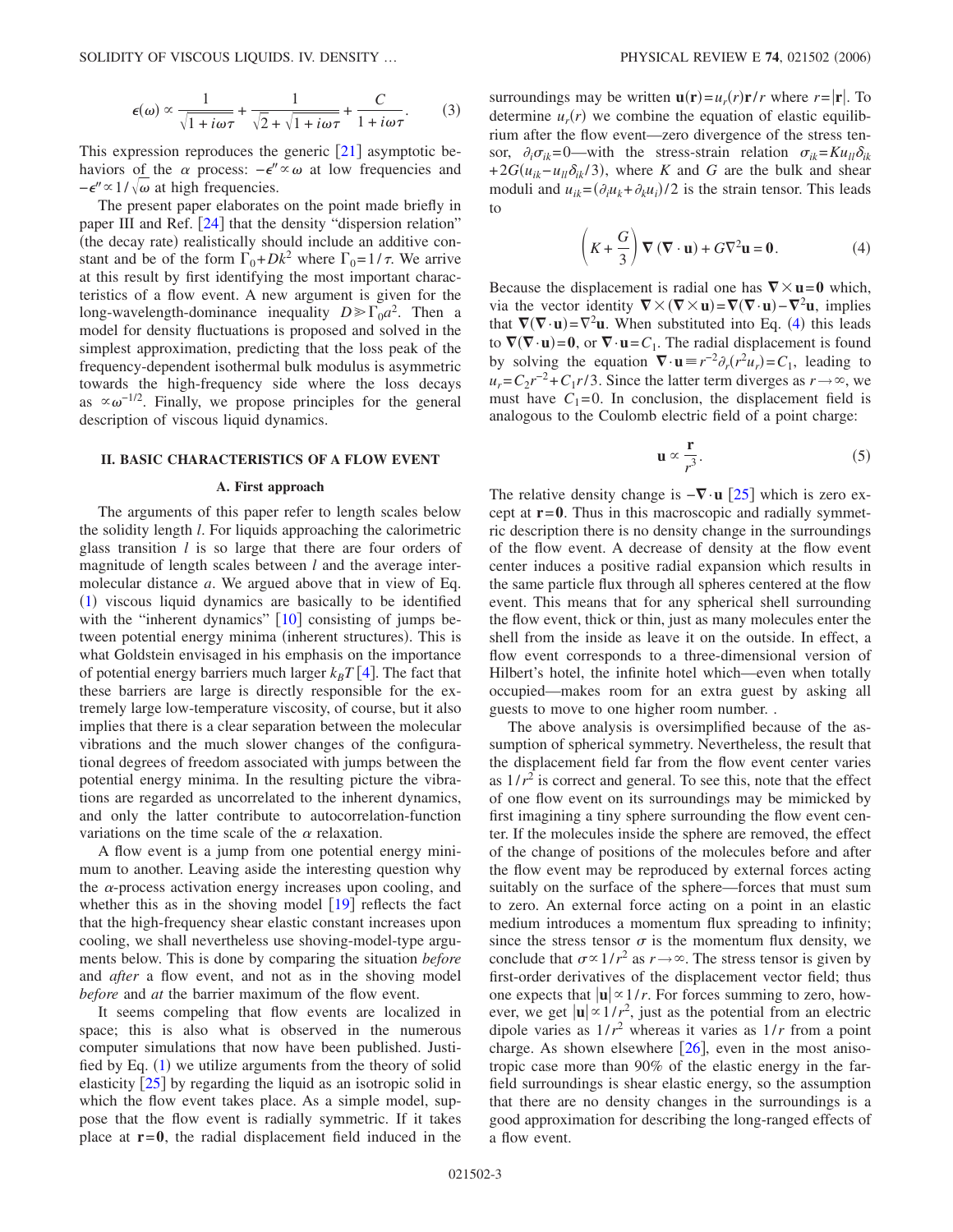$$\epsilon(\omega) \propto \frac{1}{\sqrt{1+i\omega\tau}} + \frac{1}{\sqrt{2}+\sqrt{1+i\omega\tau}} + \frac{C}{1+i\omega\tau}. \quad (3)$$

This expression reproduces the generic [21] asymptotic behaviors of the $\alpha$ process: $-\epsilon'' \propto \omega$ at low frequencies and $-\epsilon'' \propto 1/\sqrt{\omega}$ at high frequencies.

The present paper elaborates on the point made briefly in paper III and Ref. [24] that the density "dispersion relation" (the decay rate) realistically should include an additive constant and be of the form $\Gamma_0 + Dk^2$ where $\Gamma_0 = 1/\tau$. We arrive at this result by first identifying the most important characteristics of a flow event. A new argument is given for the long-wavelength-dominance inequality $D \gg \Gamma_0 a^2$. Then a model for density fluctuations is proposed and solved in the simplest approximation, predicting that the loss peak of the frequency-dependent isothermal bulk modulus is asymmetric towards the high-frequency side where the loss decays as $\propto \omega^{-1/2}$. Finally, we propose principles for the general description of viscous liquid dynamics.

## II. BASIC CHARACTERISTICS OF A FLOW EVENT

### A. First approach

The arguments of this paper refer to length scales below the solidity length $l$. For liquids approaching the calorimetric glass transition $l$ is so large that there are four orders of magnitude of length scales between $l$ and the average intermolecular distance $a$. We argued above that in view of Eq. (1) viscous liquid dynamics are basically to be identified with the "inherent dynamics" [10] consisting of jumps between potential energy minima (inherent structures). This is what Goldstein envisaged in his emphasis on the importance of potential energy barriers much larger $k_BT$ [4]. The fact that these barriers are large is directly responsible for the extremely large low-temperature viscosity, of course, but it also implies that there is a clear separation between the molecular vibrations and the much slower changes of the configurational degrees of freedom associated with jumps between the potential energy minima. In the resulting picture the vibrations are regarded as uncorrelated to the inherent dynamics, and only the latter contribute to autocorrelation-function variations on the time scale of the $\alpha$ relaxation.

A flow event is a jump from one potential energy minimum to another. Leaving aside the interesting question why the $\alpha$-process activation energy increases upon cooling, and whether this as in the shoving model [19] reflects the fact that the high-frequency shear elastic constant increases upon cooling, we shall nevertheless use shoving-model-type arguments below. This is done by comparing the situation *before* and *after* a flow event, and not as in the shoving model *before* and *at* the barrier maximum of the flow event.

It seems compeling that flow events are localized in space; this is also what is observed in the numerous computer simulations that now have been published. Justified by Eq. (1) we utilize arguments from the theory of solid elasticity [25] by regarding the liquid as an isotropic solid in which the flow event takes place. As a simple model, suppose that the flow event is radially symmetric. If it takes place at $\mathbf{r}=\mathbf{0}$, the radial displacement field induced in the surroundings may be written $\mathbf{u}(\mathbf{r}) = u_r(r)\mathbf{r}/r$ where $r=|\mathbf{r}|$. To determine $u_r(r)$ we combine the equation of elastic equilibrium after the flow event—zero divergence of the stress tensor, $\partial_i \sigma_{ik}=0$—with the stress-strain relation $\sigma_{ik} = K u_{ll}\delta_{ik} + 2G(u_{ik} - u_{ll}\delta_{ik}/3)$, where $K$ and $G$ are the bulk and shear moduli and $u_{ik} = (\partial_i u_k + \partial_k u_i)/2$ is the strain tensor. This leads to

$$\left(K + \frac{G}{3}\right)\boldsymbol{\nabla}(\boldsymbol{\nabla}\cdot\mathbf{u}) + G\nabla^2\mathbf{u} = \mathbf{0}. \quad (4)$$

Because the displacement is radial one has $\boldsymbol{\nabla}\times\mathbf{u}=\mathbf{0}$ which, via the vector identity $\boldsymbol{\nabla}\times(\boldsymbol{\nabla}\times\mathbf{u}) = \boldsymbol{\nabla}(\boldsymbol{\nabla}\cdot\mathbf{u}) - \nabla^2\mathbf{u}$, implies that $\boldsymbol{\nabla}(\boldsymbol{\nabla}\cdot\mathbf{u}) = \nabla^2\mathbf{u}$. When substituted into Eq. (4) this leads to $\boldsymbol{\nabla}(\boldsymbol{\nabla}\cdot\mathbf{u}) = \mathbf{0}$, or $\boldsymbol{\nabla}\cdot\mathbf{u} = C_1$. The radial displacement is found by solving the equation $\boldsymbol{\nabla}\cdot\mathbf{u} \equiv r^{-2}\partial_r(r^2 u_r) = C_1$, leading to $u_r = C_2 r^{-2} + C_1 r/3$. Since the latter term diverges as $r\to\infty$, we must have $C_1 = 0$. In conclusion, the displacement field is analogous to the Coulomb electric field of a point charge:

$$\mathbf{u} \propto \frac{\mathbf{r}}{r^3}. \quad (5)$$

The relative density change is $-\boldsymbol{\nabla}\cdot\mathbf{u}$ [25] which is zero except at $\mathbf{r}=\mathbf{0}$. Thus in this macroscopic and radially symmetric description there is no density change in the surroundings of the flow event. A decrease of density at the flow event center induces a positive radial expansion which results in the same particle flux through all spheres centered at the flow event. This means that for any spherical shell surrounding the flow event, thick or thin, just as many molecules enter the shell from the inside as leave it on the outside. In effect, a flow event corresponds to a three-dimensional version of Hilbert's hotel, the infinite hotel which—even when totally occupied—makes room for an extra guest by asking all guests to move to one higher room number. .

The above analysis is oversimplified because of the assumption of spherical symmetry. Nevertheless, the result that the displacement field far from the flow event center varies as $1/r^2$ is correct and general. To see this, note that the effect of one flow event on its surroundings may be mimicked by first imagining a tiny sphere surrounding the flow event center. If the molecules inside the sphere are removed, the effect of the change of positions of the molecules before and after the flow event may be reproduced by external forces acting suitably on the surface of the sphere—forces that must sum to zero. An external force acting on a point in an elastic medium introduces a momentum flux spreading to infinity; since the stress tensor $\sigma$ is the momentum flux density, we conclude that $\sigma \propto 1/r^2$ as $r\to\infty$. The stress tensor is given by first-order derivatives of the displacement vector field; thus one expects that $|\mathbf{u}| \propto 1/r$. For forces summing to zero, however, we get $|\mathbf{u}| \propto 1/r^2$, just as the potential from an electric dipole varies as $1/r^2$ whereas it varies as $1/r$ from a point charge. As shown elsewhere [26], even in the most anisotropic case more than 90% of the elastic energy in the far-field surroundings is shear elastic energy, so the assumption that there are no density changes in the surroundings is a good approximation for describing the long-ranged effects of a flow event.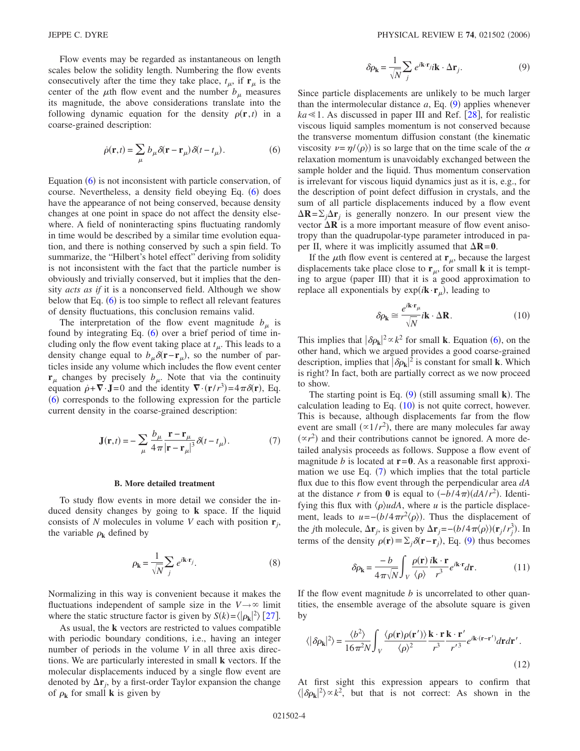Flow events may be regarded as instantaneous on length scales below the solidity length. Numbering the flow events consecutively after the time they take place, $t_\mu$, if $\mathbf{r}_\mu$ is the center of the $\mu$th flow event and the number $b_\mu$ measures its magnitude, the above considerations translate into the following dynamic equation for the density $\rho(\mathbf{r},t)$ in a coarse-grained description:

$$\dot{\rho}(\mathbf{r},t) = \sum_\mu b_\mu \delta(\mathbf{r}-\mathbf{r}_\mu)\delta(t-t_\mu). \tag{6}$$

Equation (6) is not inconsistent with particle conservation, of course. Nevertheless, a density field obeying Eq. (6) does have the appearance of not being conserved, because density changes at one point in space do not affect the density elsewhere. A field of noninteracting spins fluctuating randomly in time would be described by a similar time evolution equation, and there is nothing conserved by such a spin field. To summarize, the "Hilbert's hotel effect" deriving from solidity is not inconsistent with the fact that the particle number is obviously and trivially conserved, but it implies that the density *acts as if* it is a nonconserved field. Although we show below that Eq. (6) is too simple to reflect all relevant features of density fluctuations, this conclusion remains valid.

The interpretation of the flow event magnitude $b_\mu$ is found by integrating Eq. (6) over a brief period of time including only the flow event taking place at $t_\mu$. This leads to a density change equal to $b_\mu \delta(\mathbf{r}-\mathbf{r}_\mu)$, so the number of particles inside any volume which includes the flow event center $\mathbf{r}_\mu$ changes by precisely $b_\mu$. Note that via the continuity equation $\dot{\rho}+\nabla\cdot\mathbf{J}=0$ and the identity $\nabla\cdot(\mathbf{r}/r^3)=4\pi\delta(\mathbf{r})$, Eq. (6) corresponds to the following expression for the particle current density in the coarse-grained description:

$$\mathbf{J}(\mathbf{r},t) = -\sum_\mu \frac{b_\mu}{4\pi}\frac{\mathbf{r}-\mathbf{r}_\mu}{|\mathbf{r}-\mathbf{r}_\mu|^3}\delta(t-t_\mu). \tag{7}$$

### B. More detailed treatment

To study flow events in more detail we consider the induced density changes by going to $\mathbf{k}$ space. If the liquid consists of $N$ molecules in volume $V$ each with position $\mathbf{r}_j$, the variable $\rho_{\mathbf{k}}$ defined by

$$\rho_{\mathbf{k}} = \frac{1}{\sqrt{N}}\sum_j e^{i\mathbf{k}\cdot\mathbf{r}_j}. \tag{8}$$

Normalizing in this way is convenient because it makes the fluctuations independent of sample size in the $V\to\infty$ limit where the static structure factor is given by $S(k)=\langle|\rho_{\mathbf{k}}|^2\rangle$ [27].

As usual, the $\mathbf{k}$ vectors are restricted to values compatible with periodic boundary conditions, i.e., having an integer number of periods in the volume $V$ in all three axis directions. We are particularly interested in small $\mathbf{k}$ vectors. If the molecular displacements induced by a single flow event are denoted by $\Delta\mathbf{r}_j$, by a first-order Taylor expansion the change of $\rho_{\mathbf{k}}$ for small $\mathbf{k}$ is given by

$$\delta\rho_{\mathbf{k}} = \frac{1}{\sqrt{N}}\sum_j e^{i\mathbf{k}\cdot\mathbf{r}_j} i\mathbf{k}\cdot\Delta\mathbf{r}_j. \tag{9}$$

Since particle displacements are unlikely to be much larger than the intermolecular distance $a$, Eq. (9) applies whenever $ka \ll 1$. As discussed in paper III and Ref. [28], for realistic viscous liquid samples momentum is not conserved because the transverse momentum diffusion constant (the kinematic viscosity $\nu=\eta/\langle\rho\rangle$) is so large that on the time scale of the $\alpha$ relaxation momentum is unavoidably exchanged between the sample holder and the liquid. Thus momentum conservation is irrelevant for viscous liquid dynamics just as it is, e.g., for the description of point defect diffusion in crystals, and the sum of all particle displacements induced by a flow event $\Delta\mathbf{R}=\sum_j \Delta\mathbf{r}_j$ is generally nonzero. In our present view the vector $\Delta\mathbf{R}$ is a more important measure of flow event anisotropy than the quadrupolar-type parameter introduced in paper II, where it was implicitly assumed that $\Delta\mathbf{R}=\mathbf{0}$.

If the $\mu$th flow event is centered at $\mathbf{r}_\mu$, because the largest displacements take place close to $\mathbf{r}_\mu$, for small $\mathbf{k}$ it is tempting to argue (paper III) that it is a good approximation to replace all exponentials by $\exp(i\mathbf{k}\cdot\mathbf{r}_\mu)$, leading to

$$\delta\rho_{\mathbf{k}} \cong \frac{e^{i\mathbf{k}\cdot\mathbf{r}_\mu}}{\sqrt{N}} i\mathbf{k}\cdot\Delta\mathbf{R}. \tag{10}$$

This implies that $|\delta\rho_{\mathbf{k}}|^2 \propto k^2$ for small $\mathbf{k}$. Equation (6), on the other hand, which we argued provides a good coarse-grained description, implies that $|\delta\rho_{\mathbf{k}}|^2$ is constant for small $\mathbf{k}$. Which is right? In fact, both are partially correct as we now proceed to show.

The starting point is Eq. (9) (still assuming small $\mathbf{k}$). The calculation leading to Eq. (10) is not quite correct, however. This is because, although displacements far from the flow event are small ($\propto 1/r^2$), there are many molecules far away ($\propto r^2$) and their contributions cannot be ignored. A more detailed analysis proceeds as follows. Suppose a flow event of magnitude $b$ is located at $\mathbf{r}=\mathbf{0}$. As a reasonable first approximation we use Eq. (7) which implies that the total particle flux due to this flow event through the perpendicular area $dA$ at the distance $r$ from $\mathbf{0}$ is equal to $(-b/4\pi)(dA/r^2)$. Identifying this flux with $\langle\rho\rangle u dA$, where $u$ is the particle displacement, leads to $u=-(b/4\pi r^2\langle\rho\rangle)$. Thus the displacement of the $j$th molecule, $\Delta\mathbf{r}_j$, is given by $\Delta\mathbf{r}_j=-(b/4\pi\langle\rho\rangle)(\mathbf{r}_j/r_j^3)$. In terms of the density $\rho(\mathbf{r})\equiv\sum_j\delta(\mathbf{r}-\mathbf{r}_j)$, Eq. (9) thus becomes

$$\delta\rho_{\mathbf{k}} = \frac{-b}{4\pi\sqrt{N}}\int_V \frac{\rho(\mathbf{r})}{\langle\rho\rangle}\frac{i\mathbf{k}\cdot\mathbf{r}}{r^3}e^{i\mathbf{k}\cdot\mathbf{r}}d\mathbf{r}. \tag{11}$$

If the flow event magnitude $b$ is uncorrelated to other quantities, the ensemble average of the absolute square is given by

$$\langle|\delta\rho_{\mathbf{k}}|^2\rangle = \frac{\langle b^2\rangle}{16\pi^2 N}\int_V \frac{\langle\rho(\mathbf{r})\rho(\mathbf{r}')\rangle}{\langle\rho\rangle^2}\frac{\mathbf{k}\cdot\mathbf{r}}{r^3}\frac{\mathbf{k}\cdot\mathbf{r}'}{r'^3}e^{i\mathbf{k}\cdot(\mathbf{r}-\mathbf{r}')}d\mathbf{r}d\mathbf{r}'. \tag{12}$$

At first sight this expression appears to confirm that $\langle|\delta\rho_{\mathbf{k}}|^2\rangle \propto k^2$, but that is not correct: As shown in the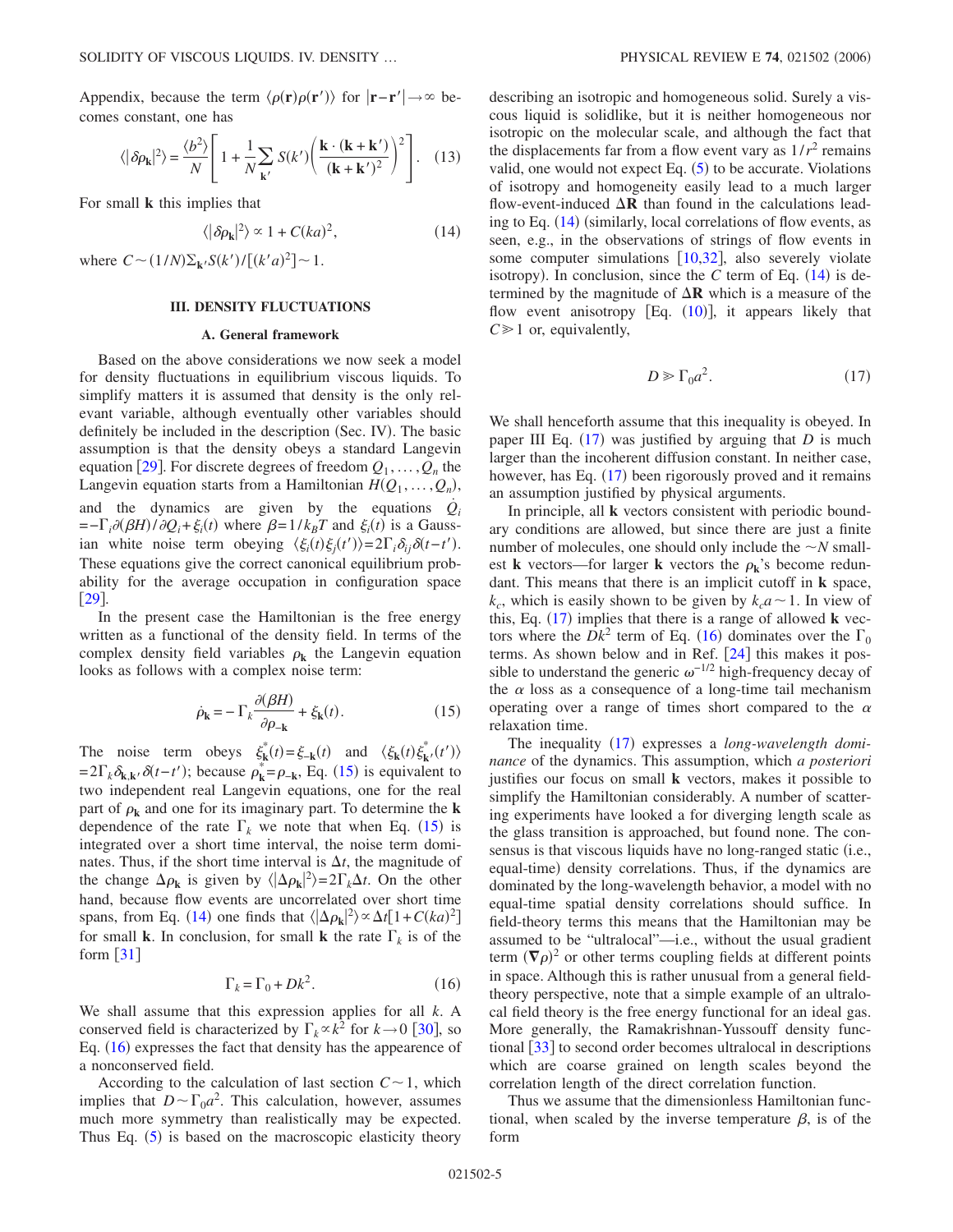Appendix, because the term $\langle \rho(\mathbf{r})\rho(\mathbf{r}')\rangle$ for $|\mathbf{r}-\mathbf{r}'|\to\infty$ becomes constant, one has

$$\langle |\delta\rho_{\mathbf{k}}|^2\rangle = \frac{\langle b^2\rangle}{N}\left[1+\frac{1}{N}\sum_{\mathbf{k}'} S(k')\left(\frac{\mathbf{k}\cdot(\mathbf{k}+\mathbf{k}')}{(\mathbf{k}+\mathbf{k}')^2}\right)^2\right]. \quad (13)$$

For small $\mathbf{k}$ this implies that

$$\langle |\delta\rho_{\mathbf{k}}|^2\rangle \propto 1 + C(ka)^2, \quad (14)$$

where $C\sim(1/N)\Sigma_{\mathbf{k}'}S(k')/[(k'a)^2]\sim 1$.

## III. DENSITY FLUCTUATIONS

### A. General framework

Based on the above considerations we now seek a model for density fluctuations in equilibrium viscous liquids. To simplify matters it is assumed that density is the only relevant variable, although eventually other variables should definitely be included in the description (Sec. IV). The basic assumption is that the density obeys a standard Langevin equation [29]. For discrete degrees of freedom $Q_1,\ldots,Q_n$ the Langevin equation starts from a Hamiltonian $H(Q_1,\ldots,Q_n)$, and the dynamics are given by the equations $\dot{Q}_i = -\Gamma_i\partial(\beta H)/\partial Q_i + \xi_i(t)$ where $\beta=1/k_BT$ and $\xi_i(t)$ is a Gaussian white noise term obeying $\langle\xi_i(t)\xi_j(t')\rangle = 2\Gamma_i\delta_{ij}\delta(t-t')$. These equations give the correct canonical equilibrium probability for the average occupation in configuration space [29].

In the present case the Hamiltonian is the free energy written as a functional of the density field. In terms of the complex density field variables $\rho_{\mathbf{k}}$ the Langevin equation looks as follows with a complex noise term:

$$\dot{\rho}_{\mathbf{k}} = -\Gamma_k\frac{\partial(\beta H)}{\partial\rho_{-\mathbf{k}}} + \xi_{\mathbf{k}}(t). \quad (15)$$

The noise term obeys $\xi^*_{\mathbf{k}}(t)=\xi_{-\mathbf{k}}(t)$ and $\langle\xi_{\mathbf{k}}(t)\xi^*_{\mathbf{k}'}(t')\rangle = 2\Gamma_k\delta_{\mathbf{k},\mathbf{k}'}\delta(t-t')$; because $\rho^*_{\mathbf{k}}=\rho_{-\mathbf{k}}$, Eq. (15) is equivalent to two independent real Langevin equations, one for the real part of $\rho_{\mathbf{k}}$ and one for its imaginary part. To determine the $\mathbf{k}$ dependence of the rate $\Gamma_k$ we note that when Eq. (15) is integrated over a short time interval, the noise term dominates. Thus, if the short time interval is $\Delta t$, the magnitude of the change $\Delta\rho_{\mathbf{k}}$ is given by $\langle|\Delta\rho_{\mathbf{k}}|^2\rangle = 2\Gamma_k\Delta t$. On the other hand, because flow events are uncorrelated over short time spans, from Eq. (14) one finds that $\langle|\Delta\rho_{\mathbf{k}}|^2\rangle\propto\Delta t[1+C(ka)^2]$ for small $\mathbf{k}$. In conclusion, for small $\mathbf{k}$ the rate $\Gamma_k$ is of the form [31]

$$\Gamma_k = \Gamma_0 + Dk^2. \quad (16)$$

We shall assume that this expression applies for all $k$. A conserved field is characterized by $\Gamma_k\propto k^2$ for $k\to 0$ [30], so Eq. (16) expresses the fact that density has the appearence of a nonconserved field.

According to the calculation of last section $C\sim 1$, which implies that $D\sim\Gamma_0 a^2$. This calculation, however, assumes much more symmetry than realistically may be expected. Thus Eq. (5) is based on the macroscopic elasticity theory describing an isotropic and homogeneous solid. Surely a viscous liquid is solidlike, but it is neither homogeneous nor isotropic on the molecular scale, and although the fact that the displacements far from a flow event vary as $1/r^2$ remains valid, one would not expect Eq. (5) to be accurate. Violations of isotropy and homogeneity easily lead to a much larger flow-event-induced $\Delta\mathbf{R}$ than found in the calculations leading to Eq. (14) (similarly, local correlations of flow events, as seen, e.g., in the observations of strings of flow events in some computer simulations [10,32], also severely violate isotropy). In conclusion, since the $C$ term of Eq. (14) is determined by the magnitude of $\Delta\mathbf{R}$ which is a measure of the flow event anisotropy [Eq. (10)], it appears likely that $C\gg 1$ or, equivalently,

$$D \gg \Gamma_0 a^2. \quad (17)$$

We shall henceforth assume that this inequality is obeyed. In paper III Eq. (17) was justified by arguing that $D$ is much larger than the incoherent diffusion constant. In neither case, however, has Eq. (17) been rigorously proved and it remains an assumption justified by physical arguments.

In principle, all $\mathbf{k}$ vectors consistent with periodic boundary conditions are allowed, but since there are just a finite number of molecules, one should only include the $\sim N$ smallest $\mathbf{k}$ vectors—for larger $\mathbf{k}$ vectors the $\rho_{\mathbf{k}}$'s become redundant. This means that there is an implicit cutoff in $\mathbf{k}$ space, $k_c$, which is easily shown to be given by $k_c a\sim 1$. In view of this, Eq. (17) implies that there is a range of allowed $\mathbf{k}$ vectors where the $Dk^2$ term of Eq. (16) dominates over the $\Gamma_0$ terms. As shown below and in Ref. [24] this makes it possible to understand the generic $\omega^{-1/2}$ high-frequency decay of the $\alpha$ loss as a consequence of a long-time tail mechanism operating over a range of times short compared to the $\alpha$ relaxation time.

The inequality (17) expresses a *long-wavelength dominance* of the dynamics. This assumption, which *a posteriori* justifies our focus on small $\mathbf{k}$ vectors, makes it possible to simplify the Hamiltonian considerably. A number of scattering experiments have looked a for diverging length scale as the glass transition is approached, but found none. The consensus is that viscous liquids have no long-ranged static (i.e., equal-time) density correlations. Thus, if the dynamics are dominated by the long-wavelength behavior, a model with no equal-time spatial density correlations should suffice. In field-theory terms this means that the Hamiltonian may be assumed to be "ultralocal"—i.e., without the usual gradient term $(\boldsymbol{\nabla}\rho)^2$ or other terms coupling fields at different points in space. Although this is rather unusual from a general field-theory perspective, note that a simple example of an ultralocal field theory is the free energy functional for an ideal gas. More generally, the Ramakrishnan-Yussouff density functional [33] to second order becomes ultralocal in descriptions which are coarse grained on length scales beyond the correlation length of the direct correlation function.

Thus we assume that the dimensionless Hamiltonian functional, when scaled by the inverse temperature $\beta$, is of the form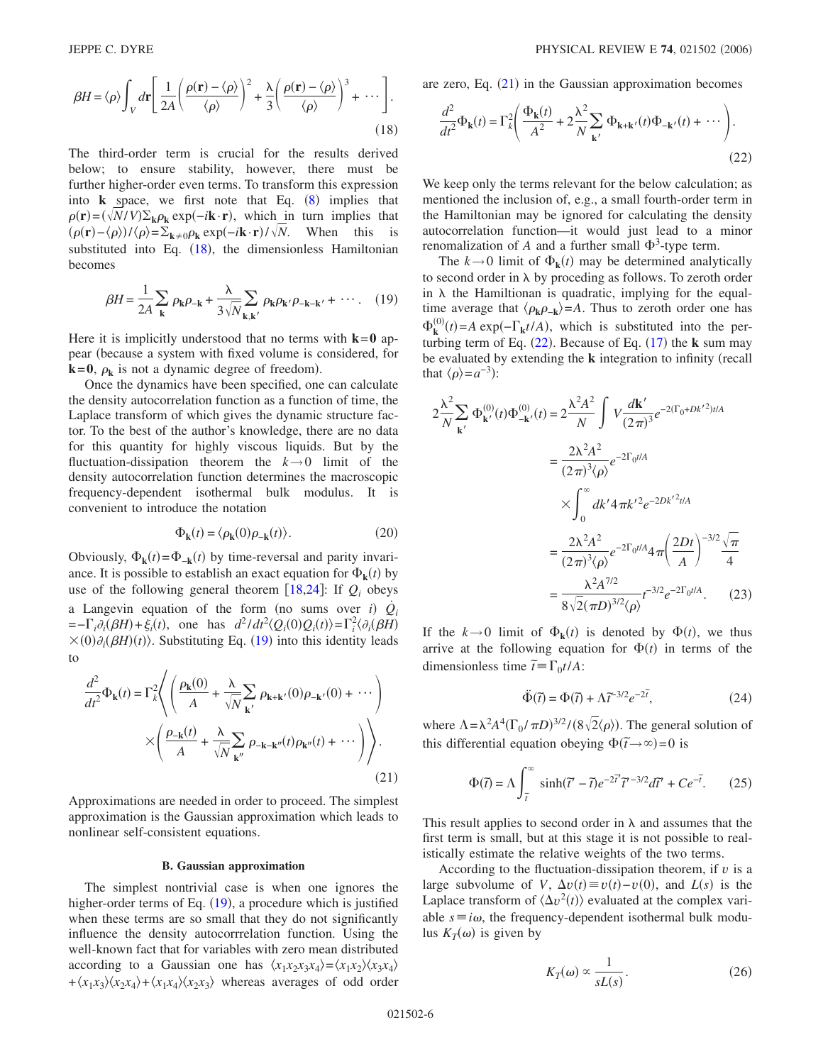$$\beta H = \langle \rho \rangle \int_V d\mathbf{r} \left[ \frac{1}{2A} \left( \frac{\rho(\mathbf{r}) - \langle \rho \rangle}{\langle \rho \rangle} \right)^2 + \frac{\lambda}{3} \left( \frac{\rho(\mathbf{r}) - \langle \rho \rangle}{\langle \rho \rangle} \right)^3 + \cdots \right]. \tag{18}$$

The third-order term is crucial for the results derived below; to ensure stability, however, there must be further higher-order even terms. To transform this expression into $\mathbf{k}$ space, we first note that Eq. (8) implies that $\rho(\mathbf{r}) = (\sqrt{N}/V)\Sigma_{\mathbf{k}}\rho_{\mathbf{k}} \exp(-i\mathbf{k}\cdot\mathbf{r})$, which in turn implies that $(\rho(\mathbf{r}) - \langle \rho \rangle)/\langle \rho \rangle = \Sigma_{\mathbf{k}\neq 0}\rho_{\mathbf{k}} \exp(-i\mathbf{k}\cdot\mathbf{r})/\sqrt{N}$. When this is substituted into Eq. (18), the dimensionless Hamiltonian becomes

$$\beta H = \frac{1}{2A} \sum_{\mathbf{k}} \rho_{\mathbf{k}}\rho_{-\mathbf{k}} + \frac{\lambda}{3\sqrt{N}} \sum_{\mathbf{k},\mathbf{k}'} \rho_{\mathbf{k}}\rho_{\mathbf{k}'}\rho_{-\mathbf{k}-\mathbf{k}'} + \cdots. \tag{19}$$

Here it is implicitly understood that no terms with $\mathbf{k}=\mathbf{0}$ appear (because a system with fixed volume is considered, for $\mathbf{k}=\mathbf{0}$, $\rho_{\mathbf{k}}$ is not a dynamic degree of freedom).

Once the dynamics have been specified, one can calculate the density autocorrelation function as a function of time, the Laplace transform of which gives the dynamic structure factor. To the best of the author's knowledge, there are no data for this quantity for highly viscous liquids. But by the fluctuation-dissipation theorem the $k \to 0$ limit of the density autocorrelation function determines the macroscopic frequency-dependent isothermal bulk modulus. It is convenient to introduce the notation

$$\Phi_{\mathbf{k}}(t) = \langle \rho_{\mathbf{k}}(0)\rho_{-\mathbf{k}}(t) \rangle. \tag{20}$$

Obviously, $\Phi_{\mathbf{k}}(t) = \Phi_{-\mathbf{k}}(t)$ by time-reversal and parity invariance. It is possible to establish an exact equation for $\Phi_{\mathbf{k}}(t)$ by use of the following general theorem [18,24]: If $Q_i$ obeys a Langevin equation of the form (no sums over $i$) $\dot{Q}_i = -\Gamma_i \partial_i(\beta H) + \xi_i(t)$, one has $d^2/dt^2\langle Q_i(0)Q_i(t)\rangle = \Gamma_i^2 \langle \partial_i(\beta H) \times (0)\partial_i(\beta H)(t)\rangle$. Substituting Eq. (19) into this identity leads to

$$\frac{d^2}{dt^2}\Phi_{\mathbf{k}}(t) = \Gamma_k^2 \left\langle \left( \frac{\rho_{\mathbf{k}}(0)}{A} + \frac{\lambda}{\sqrt{N}} \sum_{\mathbf{k}'} \rho_{\mathbf{k}+\mathbf{k}'}(0)\rho_{-\mathbf{k}'}(0) + \cdots \right) \times \left( \frac{\rho_{-\mathbf{k}}(t)}{A} + \frac{\lambda}{\sqrt{N}} \sum_{\mathbf{k}''} \rho_{-\mathbf{k}-\mathbf{k}''}(t)\rho_{\mathbf{k}''}(t) + \cdots \right) \right\rangle. \tag{21}$$

Approximations are needed in order to proceed. The simplest approximation is the Gaussian approximation which leads to nonlinear self-consistent equations.

### B. Gaussian approximation

The simplest nontrivial case is when one ignores the higher-order terms of Eq. (19), a procedure which is justified when these terms are so small that they do not significantly influence the density autocorrrelation function. Using the well-known fact that for variables with zero mean distributed according to a Gaussian one has $\langle x_1x_2x_3x_4\rangle = \langle x_1x_2\rangle\langle x_3x_4\rangle + \langle x_1x_3\rangle\langle x_2x_4\rangle + \langle x_1x_4\rangle\langle x_2x_3\rangle$ whereas averages of odd order are zero, Eq. (21) in the Gaussian approximation becomes

$$\frac{d^2}{dt^2}\Phi_{\mathbf{k}}(t) = \Gamma_k^2 \left( \frac{\Phi_{\mathbf{k}}(t)}{A^2} + 2\frac{\lambda^2}{N} \sum_{\mathbf{k}'} \Phi_{\mathbf{k}+\mathbf{k}'}(t)\Phi_{-\mathbf{k}'}(t) + \cdots \right). \tag{22}$$

We keep only the terms relevant for the below calculation; as mentioned the inclusion of, e.g., a small fourth-order term in the Hamiltonian may be ignored for calculating the density autocorrelation function—it would just lead to a minor renormalization of $A$ and a further small $\Phi^3$-type term.

The $k \to 0$ limit of $\Phi_{\mathbf{k}}(t)$ may be determined analytically to second order in $\lambda$ by proceding as follows. To zeroth order in $\lambda$ the Hamiltonan is quadratic, implying for the equal-time average that $\langle \rho_{\mathbf{k}}\rho_{-\mathbf{k}}\rangle = A$. Thus to zeroth order one has $\Phi_{\mathbf{k}}^{(0)}(t) = A\exp(-\Gamma_{\mathbf{k}}t/A)$, which is substituted into the perturbing term of Eq. (22). Because of Eq. (17) the $\mathbf{k}$ sum may be evaluated by extending the $\mathbf{k}$ integration to infinity (recall that $\langle \rho \rangle = a^{-3}$):

$$\begin{aligned}
2\frac{\lambda^2}{N} \sum_{\mathbf{k}'} \Phi_{\mathbf{k}'}^{(0)}(t)\Phi_{-\mathbf{k}'}^{(0)}(t) &= 2\frac{\lambda^2 A^2}{N} \int V \frac{d\mathbf{k}'}{(2\pi)^3} e^{-2(\Gamma_0 + Dk'^2)t/A} \\
&= \frac{2\lambda^2 A^2}{(2\pi)^3 \langle \rho \rangle} e^{-2\Gamma_0 t/A} \times \int_0^\infty dk' 4\pi k'^2 e^{-2Dk'^2 t/A} \\
&= \frac{2\lambda^2 A^2}{(2\pi)^3 \langle \rho \rangle} e^{-2\Gamma_0 t/A} 4\pi \left( \frac{2Dt}{A} \right)^{-3/2} \frac{\sqrt{\pi}}{4} \\
&= \frac{\lambda^2 A^{7/2}}{8\sqrt{2}(\pi D)^{3/2}\langle \rho \rangle} t^{-3/2} e^{-2\Gamma_0 t/A}.
\end{aligned} \tag{23}$$

If the $k \to 0$ limit of $\Phi_{\mathbf{k}}(t)$ is denoted by $\Phi(t)$, we thus arrive at the following equation for $\Phi(t)$ in terms of the dimensionless time $\tilde{t} \equiv \Gamma_0 t/A$:

$$\ddot{\Phi}(\tilde{t}) = \Phi(\tilde{t}) + \Lambda \tilde{t}^{-3/2} e^{-2\tilde{t}}, \tag{24}$$

where $\Lambda = \lambda^2 A^4 (\Gamma_0/\pi D)^{3/2}/(8\sqrt{2}\langle \rho \rangle)$. The general solution of this differential equation obeying $\Phi(\tilde{t} \to \infty) = 0$ is

$$\Phi(\tilde{t}) = \Lambda \int_{\tilde{t}}^\infty \sinh(\tilde{t}' - \tilde{t}) e^{-2\tilde{t}'} \tilde{t}'^{-3/2} d\tilde{t}' + Ce^{-\tilde{t}}. \tag{25}$$

This result applies to second order in $\lambda$ and assumes that the first term is small, but at this stage it is not possible to realistically estimate the relative weights of the two terms.

According to the fluctuation-dissipation theorem, if $v$ is a large subvolume of $V$, $\Delta v(t) \equiv v(t) - v(0)$, and $L(s)$ is the Laplace transform of $\langle \Delta v^2(t) \rangle$ evaluated at the complex variable $s \equiv i\omega$, the frequency-dependent isothermal bulk modulus $K_T(\omega)$ is given by

$$K_T(\omega) \propto \frac{1}{sL(s)}. \tag{26}$$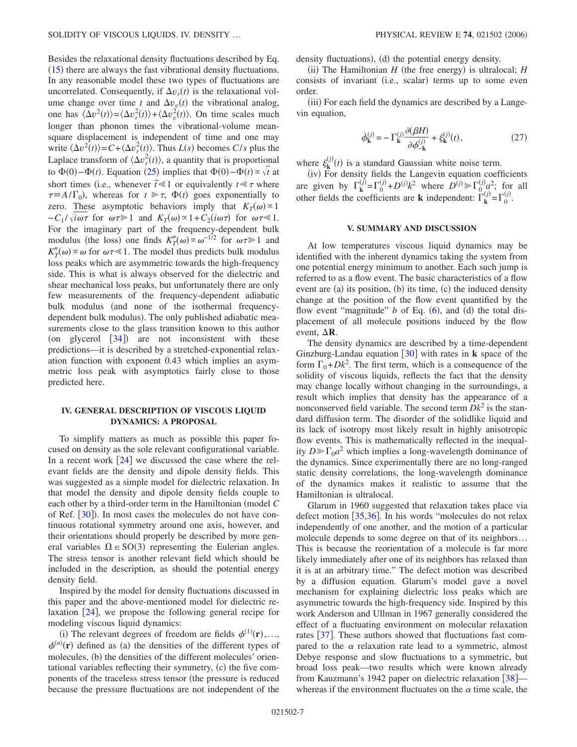Besides the relaxational density fluctuations described by Eq. (15) there are always the fast vibrational density fluctuations. In any reasonable model these two types of fluctuations are uncorrelated. Consequently, if $\Delta v_r(t)$ is the relaxational volume change over time $t$ and $\Delta v_v(t)$ the vibrational analog, one has $\langle \Delta v^2(t)\rangle = \langle \Delta v_r^2(t)\rangle + \langle \Delta v_v^2(t)\rangle$. On time scales much longer than phonon times the vibrational-volume mean-square displacement is independent of time and one may write $\langle \Delta v^2(t)\rangle = C + \langle \Delta v_r^2(t)\rangle$. Thus $L(s)$ becomes $C/s$ plus the Laplace transform of $\langle \Delta v_r^2(t)\rangle$, a quantity that is proportional to $\Phi(0)-\Phi(t)$. Equation (25) implies that $\Phi(0)-\Phi(t)\propto\sqrt{t}$ at short times (i.e., whenever $\tilde{t}\ll 1$ or equivalently $t\ll\tau$ where $\tau\equiv A/\Gamma_0$), whereas for $t\gg\tau$, $\Phi(t)$ goes exponentially to zero. These asymptotic behaviors imply that $K_T(\omega)\propto 1 - C_1/\sqrt{i\omega\tau}$ for $\omega\tau\gg 1$ and $K_T(\omega)\propto 1 + C_2(i\omega\tau)$ for $\omega\tau\ll 1$. For the imaginary part of the frequency-dependent bulk modulus (the loss) one finds $K_T''(\omega)\propto\omega^{-1/2}$ for $\omega\tau\gg 1$ and $K_T''(\omega)\propto\omega$ for $\omega\tau\ll 1$. The model thus predicts bulk modulus loss peaks which are asymmetric towards the high-frequency side. This is what is always observed for the dielectric and shear mechanical loss peaks, but unfortunately there are only few measurements of the frequency-dependent adiabatic bulk modulus (and none of the isothermal frequency-dependent bulk modulus). The only published adiabatic measurements close to the glass transition known to this author (on glycerol [34]) are not inconsistent with these predictions—it is described by a stretched-exponential relaxation function with exponent 0.43 which implies an asymmetric loss peak with asymptotics fairly close to those predicted here.

## IV. GENERAL DESCRIPTION OF VISCOUS LIQUID DYNAMICS: A PROPOSAL

To simplify matters as much as possible this paper focused on density as the sole relevant configurational variable. In a recent work [24] we discussed the case where the relevant fields are the density and dipole density fields. This was suggested as a simple model for dielectric relaxation. In that model the density and dipole density fields couple to each other by a third-order term in the Hamiltonian (model $C$ of Ref. [30]). In most cases the molecules do not have continuous rotational symmetry around one axis, however, and their orientations should properly be described by more general variables $\Omega\in SO(3)$ representing the Eulerian angles. The stress tensor is another relevant field which should be included in the description, as should the potential energy density field.

Inspired by the model for density fluctuations discussed in this paper and the above-mentioned model for dielectric relaxation [24], we propose the following general recipe for modeling viscous liquid dynamics:

(i) The relevant degrees of freedom are fields $\phi^{(1)}(\mathbf{r}),\ldots,\phi^{(n)}(\mathbf{r})$ defined as (a) the densities of the different types of molecules, (b) the densities of the different molecules' orientational variables reflecting their symmetry, (c) the five components of the traceless stress tensor (the pressure is reduced because the pressure fluctuations are not independent of the density fluctuations), (d) the potential energy density.

(ii) The Hamiltonian $H$ (the free energy) is ultralocal; $H$ consists of invariant (i.e., scalar) terms up to some even order.

(iii) For each field the dynamics are described by a Langevin equation,

$$\dot{\phi}_{\mathbf{k}}^{(j)} = -\Gamma_{\mathbf{k}}^{(j)}\frac{\partial(\beta H)}{\partial\phi_{-\mathbf{k}}^{(j)}} + \xi_{\mathbf{k}}^{(j)}(t), \tag{27}$$

where $\xi_{\mathbf{k}}^{(j)}(t)$ is a standard Gaussian white noise term.

(iv) For density fields the Langevin equation coefficients are given by $\Gamma_{\mathbf{k}}^{(j)}=\Gamma_0^{(j)}+D^{(j)}k^2$ where $D^{(j)}\gg\Gamma_0^{(j)}a^2$; for all other fields the coefficients are $\mathbf{k}$ independent: $\Gamma_{\mathbf{k}}^{(j)}=\Gamma_0^{(j)}$.

## V. SUMMARY AND DISCUSSION

At low temperatures viscous liquid dynamics may be identified with the inherent dynamics taking the system from one potential energy minimum to another. Each such jump is referred to as a flow event. The basic characteristics of a flow event are (a) its position, (b) its time, (c) the induced density change at the position of the flow event quantified by the flow event "magnitude" $b$ of Eq. (6), and (d) the total displacement of all molecule positions induced by the flow event, $\Delta\mathbf{R}$.

The density dynamics are described by a time-dependent Ginzburg-Landau equation [30] with rates in $\mathbf{k}$ space of the form $\Gamma_0+Dk^2$. The first term, which is a consequence of the solidity of viscous liquids, reflects the fact that the density may change locally without changing in the surroundings, a result which implies that density has the appearance of a nonconserved field variable. The second term $Dk^2$ is the standard diffusion term. The disorder of the solidlike liquid and its lack of isotropy most likely result in highly anisotropic flow events. This is mathematically reflected in the inequality $D\gg\Gamma_0 a^2$ which implies a long-wavelength dominance of the dynamics. Since experimentally there are no long-ranged static density correlations, the long-wavelength dominance of the dynamics makes it realistic to assume that the Hamiltonian is ultralocal.

Glarum in 1960 suggested that relaxation takes place via defect motion [35,36]. In his words "molecules do not relax independently of one another, and the motion of a particular molecule depends to some degree on that of its neighbors… This is because the reorientation of a molecule is far more likely immediately after one of its neighbors has relaxed than it is at an arbitrary time." The defect motion was described by a diffusion equation. Glarum's model gave a novel mechanism for explaining dielectric loss peaks which are asymmetric towards the high-frequency side. Inspired by this work Anderson and Ullman in 1967 generally considered the effect of a fluctuating environment on molecular relaxation rates [37]. These authors showed that fluctuations fast compared to the $\alpha$ relaxation rate lead to a symmetric, almost Debye response and slow fluctuations to a symmetric, but broad loss peak—two results which were known already from Kauzmann's 1942 paper on dielectric relaxation [38]—whereas if the environment fluctuates on the $\alpha$ time scale, the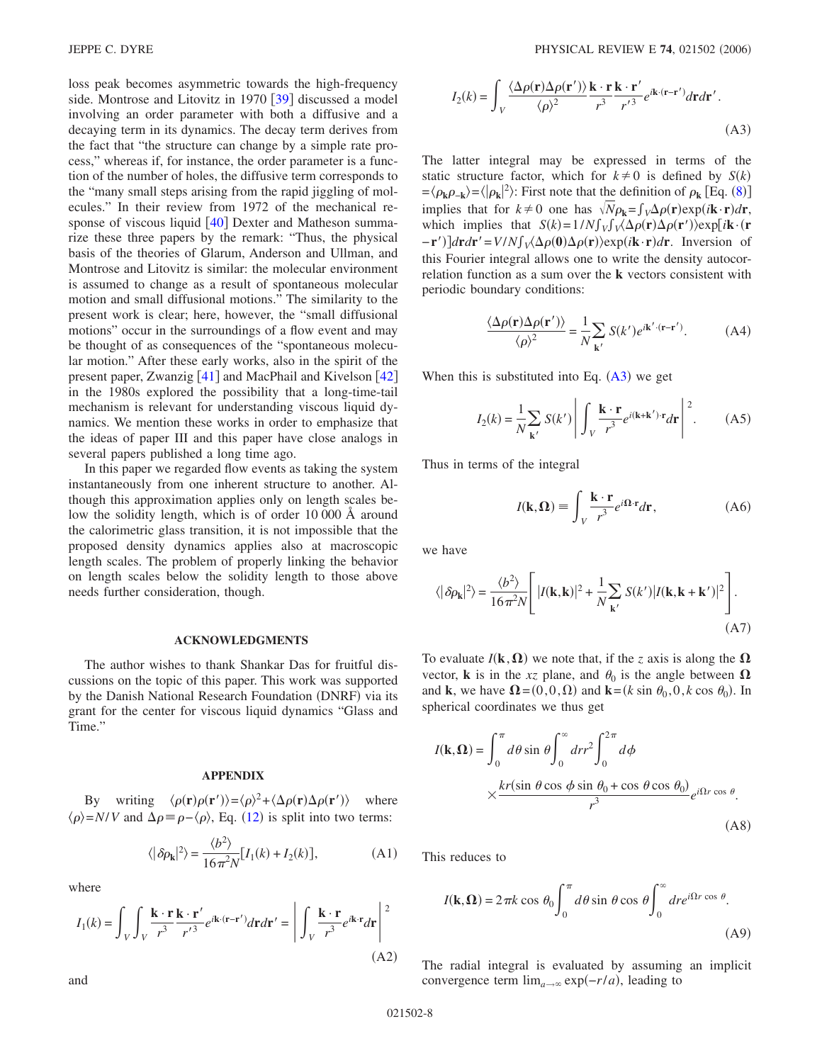loss peak becomes asymmetric towards the high-frequency side. Montrose and Litovitz in 1970 [39] discussed a model involving an order parameter with both a diffusive and a decaying term in its dynamics. The decay term derives from the fact that "the structure can change by a simple rate process," whereas if, for instance, the order parameter is a function of the number of holes, the diffusive term corresponds to the "many small steps arising from the rapid jiggling of molecules." In their review from 1972 of the mechanical response of viscous liquid [40] Dexter and Matheson summarize these three papers by the remark: "Thus, the physical basis of the theories of Glarum, Anderson and Ullman, and Montrose and Litovitz is similar: the molecular environment is assumed to change as a result of spontaneous molecular motion and small diffusional motions." The similarity to the present work is clear; here, however, the "small diffusional motions" occur in the surroundings of a flow event and may be thought of as consequences of the "spontaneous molecular motion." After these early works, also in the spirit of the present paper, Zwanzig [41] and MacPhail and Kivelson [42] in the 1980s explored the possibility that a long-time-tail mechanism is relevant for understanding viscous liquid dynamics. We mention these works in order to emphasize that the ideas of paper III and this paper have close analogs in several papers published a long time ago.

In this paper we regarded flow events as taking the system instantaneously from one inherent structure to another. Although this approximation applies only on length scales below the solidity length, which is of order 10 000 Å around the calorimetric glass transition, it is not impossible that the proposed density dynamics applies also at macroscopic length scales. The problem of properly linking the behavior on length scales below the solidity length to those above needs further consideration, though.

## ACKNOWLEDGMENTS

The author wishes to thank Shankar Das for fruitful discussions on the topic of this paper. This work was supported by the Danish National Research Foundation (DNRF) via its grant for the center for viscous liquid dynamics "Glass and Time."

## APPENDIX

By writing $\langle\rho(\mathbf{r})\rho(\mathbf{r}')\rangle=\langle\rho\rangle^2+\langle\Delta\rho(\mathbf{r})\Delta\rho(\mathbf{r}')\rangle$ where $\langle\rho\rangle=N/V$ and $\Delta\rho\equiv\rho-\langle\rho\rangle$, Eq. (12) is split into two terms:

$$\langle|\delta\rho_{\mathbf{k}}|^2\rangle=\frac{\langle b^2\rangle}{16\pi^2 N}[I_1(k)+I_2(k)], \tag{A1}$$

where

$$I_1(k)=\int_V\int_V\frac{\mathbf{k}\cdot\mathbf{r}}{r^3}\frac{\mathbf{k}\cdot\mathbf{r}'}{r'^3}e^{i\mathbf{k}\cdot(\mathbf{r}-\mathbf{r}')}d\mathbf{r}d\mathbf{r}'=\left|\int_V\frac{\mathbf{k}\cdot\mathbf{r}}{r^3}e^{i\mathbf{k}\cdot\mathbf{r}}d\mathbf{r}\right|^2 \tag{A2}$$

and

$$I_2(k)=\int_V\frac{\langle\Delta\rho(\mathbf{r})\Delta\rho(\mathbf{r}')\rangle}{\langle\rho\rangle^2}\frac{\mathbf{k}\cdot\mathbf{r}}{r^3}\frac{\mathbf{k}\cdot\mathbf{r}'}{r'^3}e^{i\mathbf{k}\cdot(\mathbf{r}-\mathbf{r}')}d\mathbf{r}d\mathbf{r}'. \tag{A3}$$

The latter integral may be expressed in terms of the static structure factor, which for $k\neq 0$ is defined by $S(k)=\langle\rho_{\mathbf{k}}\rho_{-\mathbf{k}}\rangle=\langle|\rho_{\mathbf{k}}|^2\rangle$: First note that the definition of $\rho_{\mathbf{k}}$ [Eq. (8)] implies that for $k\neq 0$ one has $\sqrt{N}\rho_{\mathbf{k}}=\int_V\Delta\rho(\mathbf{r})\exp(i\mathbf{k}\cdot\mathbf{r})d\mathbf{r}$, which implies that $S(k)=1/N\int_V\int_V\langle\Delta\rho(\mathbf{r})\Delta\rho(\mathbf{r}')\rangle\exp[i\mathbf{k}\cdot(\mathbf{r}-\mathbf{r}')]d\mathbf{r}d\mathbf{r}'=V/N\int_V\langle\Delta\rho(\mathbf{0})\Delta\rho(\mathbf{r})\rangle\exp(i\mathbf{k}\cdot\mathbf{r})d\mathbf{r}$. Inversion of this Fourier integral allows one to write the density autocorrelation function as a sum over the $\mathbf{k}$ vectors consistent with periodic boundary conditions:

$$\frac{\langle\Delta\rho(\mathbf{r})\Delta\rho(\mathbf{r}')\rangle}{\langle\rho\rangle^2}=\frac{1}{N}\sum_{\mathbf{k}'}S(k')e^{i\mathbf{k}'\cdot(\mathbf{r}-\mathbf{r}')}. \tag{A4}$$

When this is substituted into Eq. (A3) we get

$$I_2(k)=\frac{1}{N}\sum_{\mathbf{k}'}S(k')\left|\int_V\frac{\mathbf{k}\cdot\mathbf{r}}{r^3}e^{i(\mathbf{k}+\mathbf{k}')\cdot\mathbf{r}}d\mathbf{r}\right|^2. \tag{A5}$$

Thus in terms of the integral

$$I(\mathbf{k},\mathbf{\Omega})\equiv\int_V\frac{\mathbf{k}\cdot\mathbf{r}}{r^3}e^{i\mathbf{\Omega}\cdot\mathbf{r}}d\mathbf{r}, \tag{A6}$$

we have

$$\langle|\delta\rho_{\mathbf{k}}|^2\rangle=\frac{\langle b^2\rangle}{16\pi^2 N}\left[|I(\mathbf{k},\mathbf{k})|^2+\frac{1}{N}\sum_{\mathbf{k}'}S(k')|I(\mathbf{k},\mathbf{k}+\mathbf{k}')|^2\right]. \tag{A7}$$

To evaluate $I(\mathbf{k},\mathbf{\Omega})$ we note that, if the $z$ axis is along the $\mathbf{\Omega}$ vector, $\mathbf{k}$ is in the $xz$ plane, and $\theta_0$ is the angle between $\mathbf{\Omega}$ and $\mathbf{k}$, we have $\mathbf{\Omega}=(0,0,\Omega)$ and $\mathbf{k}=(k\sin\theta_0,0,k\cos\theta_0)$. In spherical coordinates we thus get

$$I(\mathbf{k},\mathbf{\Omega})=\int_0^{\pi}d\theta\sin\theta\int_0^{\infty}drr^2\int_0^{2\pi}d\phi\times\frac{kr(\sin\theta\cos\phi\sin\theta_0+\cos\theta\cos\theta_0)}{r^3}e^{i\Omega r\cos\theta}. \tag{A8}$$

This reduces to

$$I(\mathbf{k},\mathbf{\Omega})=2\pi k\cos\theta_0\int_0^{\pi}d\theta\sin\theta\cos\theta\int_0^{\infty}dre^{i\Omega r\cos\theta}. \tag{A9}$$

The radial integral is evaluated by assuming an implicit convergence term $\lim_{a\to\infty}\exp(-r/a)$, leading to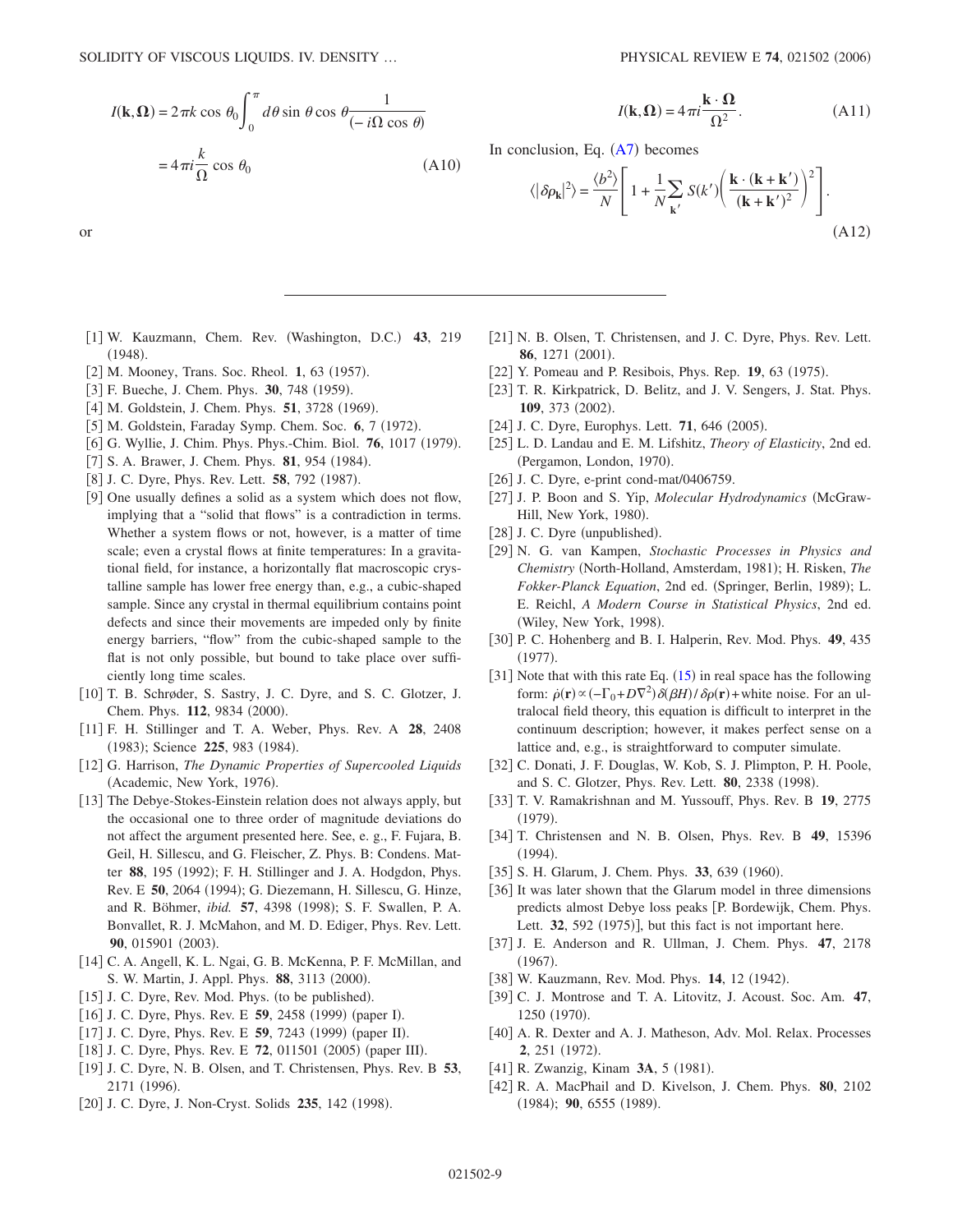$$I(\mathbf{k},\boldsymbol{\Omega}) = 2\pi k \cos\theta_0 \int_0^\pi d\theta \sin\theta \cos\theta \frac{1}{(-i\Omega\cos\theta)}$$

$$= 4\pi i \frac{k}{\Omega}\cos\theta_0 \tag{A10}$$

or

$$I(\mathbf{k},\boldsymbol{\Omega}) = 4\pi i \frac{\mathbf{k}\cdot\boldsymbol{\Omega}}{\Omega^2}. \tag{A11}$$

In conclusion, Eq. (A7) becomes

$$\langle|\delta\rho_{\mathbf{k}}|^2\rangle = \frac{\langle b^2\rangle}{N}\left[1 + \frac{1}{N}\sum_{\mathbf{k}'} S(k')\left(\frac{\mathbf{k}\cdot(\mathbf{k}+\mathbf{k}')}{(\mathbf{k}+\mathbf{k}')^2}\right)^2\right]. \tag{A12}$$

---

[1] W. Kauzmann, Chem. Rev. (Washington, D.C.) **43**, 219 (1948).

[2] M. Mooney, Trans. Soc. Rheol. **1**, 63 (1957).

[3] F. Bueche, J. Chem. Phys. **30**, 748 (1959).

[4] M. Goldstein, J. Chem. Phys. **51**, 3728 (1969).

[5] M. Goldstein, Faraday Symp. Chem. Soc. **6**, 7 (1972).

[6] G. Wyllie, J. Chim. Phys. Phys.-Chim. Biol. **76**, 1017 (1979).

[7] S. A. Brawer, J. Chem. Phys. **81**, 954 (1984).

[8] J. C. Dyre, Phys. Rev. Lett. **58**, 792 (1987).

[9] One usually defines a solid as a system which does not flow, implying that a "solid that flows" is a contradiction in terms. Whether a system flows or not, however, is a matter of time scale; even a crystal flows at finite temperatures: In a gravitational field, for instance, a horizontally flat macroscopic crystalline sample has lower free energy than, e.g., a cubic-shaped sample. Since any crystal in thermal equilibrium contains point defects and since their movements are impeded only by finite energy barriers, "flow" from the cubic-shaped sample to the flat is not only possible, but bound to take place over sufficiently long time scales.

[10] T. B. Schrøder, S. Sastry, J. C. Dyre, and S. C. Glotzer, J. Chem. Phys. **112**, 9834 (2000).

[11] F. H. Stillinger and T. A. Weber, Phys. Rev. A **28**, 2408 (1983); Science **225**, 983 (1984).

[12] G. Harrison, *The Dynamic Properties of Supercooled Liquids* (Academic, New York, 1976).

[13] The Debye-Stokes-Einstein relation does not always apply, but the occasional one to three order of magnitude deviations do not affect the argument presented here. See, e. g., F. Fujara, B. Geil, H. Sillescu, and G. Fleischer, Z. Phys. B: Condens. Matter **88**, 195 (1992); F. H. Stillinger and J. A. Hodgdon, Phys. Rev. E **50**, 2064 (1994); G. Diezemann, H. Sillescu, G. Hinze, and R. Böhmer, *ibid.* **57**, 4398 (1998); S. F. Swallen, P. A. Bonvallet, R. J. McMahon, and M. D. Ediger, Phys. Rev. Lett. **90**, 015901 (2003).

[14] C. A. Angell, K. L. Ngai, G. B. McKenna, P. F. McMillan, and S. W. Martin, J. Appl. Phys. **88**, 3113 (2000).

[15] J. C. Dyre, Rev. Mod. Phys. (to be published).

[16] J. C. Dyre, Phys. Rev. E **59**, 2458 (1999) (paper I).

[17] J. C. Dyre, Phys. Rev. E **59**, 7243 (1999) (paper II).

[18] J. C. Dyre, Phys. Rev. E **72**, 011501 (2005) (paper III).

[19] J. C. Dyre, N. B. Olsen, and T. Christensen, Phys. Rev. B **53**, 2171 (1996).

[20] J. C. Dyre, J. Non-Cryst. Solids **235**, 142 (1998).

[21] N. B. Olsen, T. Christensen, and J. C. Dyre, Phys. Rev. Lett. **86**, 1271 (2001).

[22] Y. Pomeau and P. Resibois, Phys. Rep. **19**, 63 (1975).

[23] T. R. Kirkpatrick, D. Belitz, and J. V. Sengers, J. Stat. Phys. **109**, 373 (2002).

[24] J. C. Dyre, Europhys. Lett. **71**, 646 (2005).

[25] L. D. Landau and E. M. Lifshitz, *Theory of Elasticity*, 2nd ed. (Pergamon, London, 1970).

[26] J. C. Dyre, e-print cond-mat/0406759.

[27] J. P. Boon and S. Yip, *Molecular Hydrodynamics* (McGraw-Hill, New York, 1980).

[28] J. C. Dyre (unpublished).

[29] N. G. van Kampen, *Stochastic Processes in Physics and Chemistry* (North-Holland, Amsterdam, 1981); H. Risken, *The Fokker-Planck Equation*, 2nd ed. (Springer, Berlin, 1989); L. E. Reichl, *A Modern Course in Statistical Physics*, 2nd ed. (Wiley, New York, 1998).

[30] P. C. Hohenberg and B. I. Halperin, Rev. Mod. Phys. **49**, 435 (1977).

[31] Note that with this rate Eq. (15) in real space has the following form: $\dot{\rho}(\mathbf{r}) \propto (-\Gamma_0 + D\nabla^2)\delta(\beta H)/\delta\rho(\mathbf{r})$ + white noise. For an ultralocal field theory, this equation is difficult to interpret in the continuum description; however, it makes perfect sense on a lattice and, e.g., is straightforward to computer simulate.

[32] C. Donati, J. F. Douglas, W. Kob, S. J. Plimpton, P. H. Poole, and S. C. Glotzer, Phys. Rev. Lett. **80**, 2338 (1998).

[33] T. V. Ramakrishnan and M. Yussouff, Phys. Rev. B **19**, 2775 (1979).

[34] T. Christensen and N. B. Olsen, Phys. Rev. B **49**, 15396 (1994).

[35] S. H. Glarum, J. Chem. Phys. **33**, 639 (1960).

[36] It was later shown that the Glarum model in three dimensions predicts almost Debye loss peaks [P. Bordewijk, Chem. Phys. Lett. **32**, 592 (1975)], but this fact is not important here.

[37] J. E. Anderson and R. Ullman, J. Chem. Phys. **47**, 2178 (1967).

[38] W. Kauzmann, Rev. Mod. Phys. **14**, 12 (1942).

[39] C. J. Montrose and T. A. Litovitz, J. Acoust. Soc. Am. **47**, 1250 (1970).

[40] A. R. Dexter and A. J. Matheson, Adv. Mol. Relax. Processes **2**, 251 (1972).

[41] R. Zwanzig, Kinam **3A**, 5 (1981).

[42] R. A. MacPhail and D. Kivelson, J. Chem. Phys. **80**, 2102 (1984); **90**, 6555 (1989).